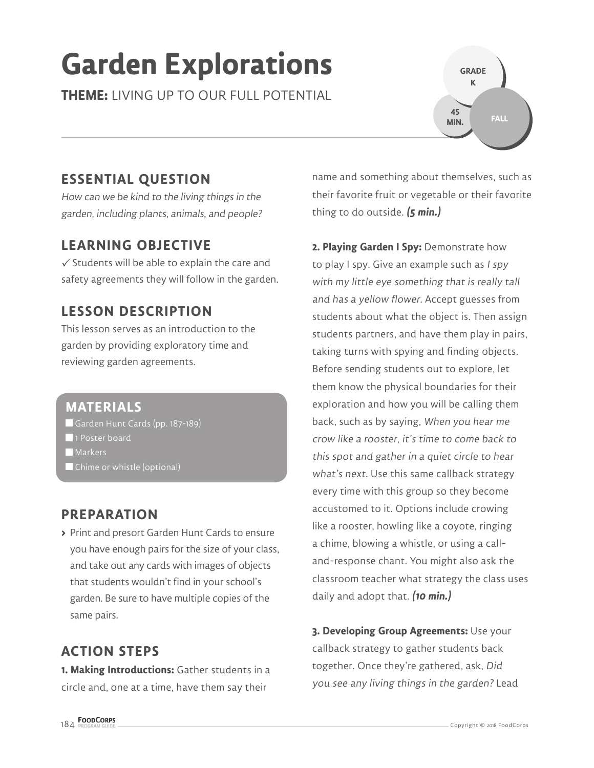# Garden Explorations

**THEME:** LIVING UP TO OUR FULL POTENTIAL

GRADE K

45 MIN.

FALL

## ESSENTIAL QUESTION

*How can we be kind to the living things in the garden, including plants, animals, and people?*

## LEARNING OBJECTIVE

✓ Students will be able to explain the care and safety agreements they will follow in the garden.

## LESSON DESCRIPTION

This lesson serves as an introduction to the garden by providing exploratory time and reviewing garden agreements.

## MATERIALS

- Garden Hunt Cards (pp. 187-189)
- 1 Poster board
- Markers
- Chime or whistle (optional)

## PREPARATION

- Print and presort Garden Hunt Cards to ensure you have enough pairs for the size of your class, and take out any cards with images of objects that students wouldn't find in your school's garden. Be sure to have multiple copies of the same pairs.

## ACTION STEPS

**1. Making Introductions:** Gather students in a circle and, one at a time, have them say their name and something about themselves, such as their favorite fruit or vegetable or their favorite thing to do outside. ***(5 min.)***

**2. Playing Garden I Spy:** Demonstrate how to play I spy. Give an example such as *I spy with my little eye something that is really tall and has a yellow flower.* Accept guesses from students about what the object is. Then assign students partners, and have them play in pairs, taking turns with spying and finding objects. Before sending students out to explore, let them know the physical boundaries for their exploration and how you will be calling them back, such as by saying, *When you hear me crow like a rooster, it's time to come back to this spot and gather in a quiet circle to hear what's next.* Use this same callback strategy every time with this group so they become accustomed to it. Options include crowing like a rooster, howling like a coyote, ringing a chime, blowing a whistle, or using a call-and-response chant. You might also ask the classroom teacher what strategy the class uses daily and adopt that. ***(10 min.)***

**3. Developing Group Agreements:** Use your callback strategy to gather students back together. Once they're gathered, ask, *Did you see any living things in the garden?* Lead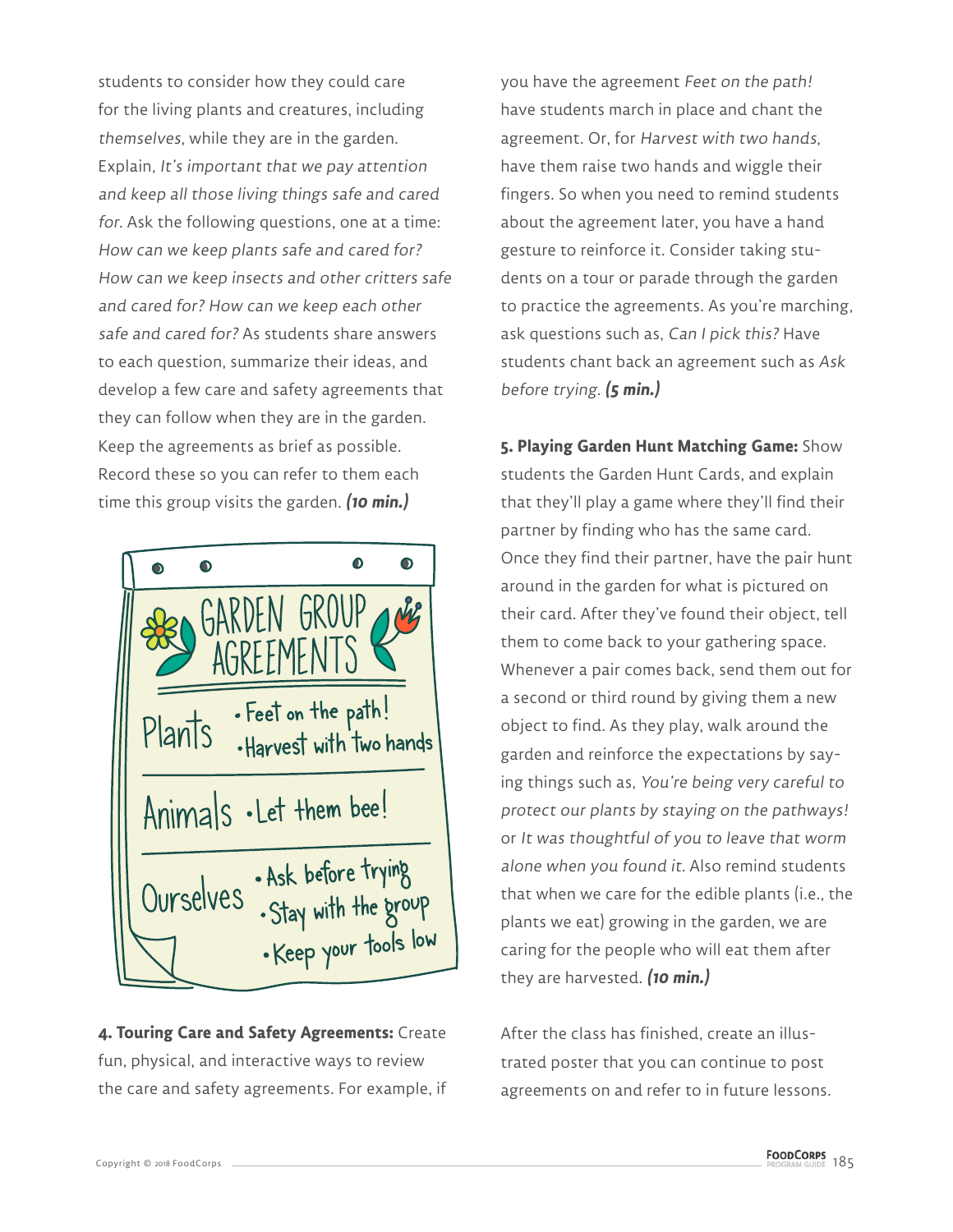students to consider how they could care for the living plants and creatures, including *themselves*, while they are in the garden. Explain, *It's important that we pay attention and keep all those living things safe and cared for.* Ask the following questions, one at a time: *How can we keep plants safe and cared for? How can we keep insects and other critters safe and cared for? How can we keep each other safe and cared for?* As students share answers to each question, summarize their ideas, and develop a few care and safety agreements that they can follow when they are in the garden. Keep the agreements as brief as possible. Record these so you can refer to them each time this group visits the garden. ***(10 min.)***

GARDEN GROUP AGREEMENTS

| | |
|---|---|
| Plants | • Feet on the path!<br>• Harvest with two hands |
| Animals | • Let them bee! |
| Ourselves | • Ask before trying<br>• Stay with the group<br>• Keep your tools low |

**4. Touring Care and Safety Agreements:** Create fun, physical, and interactive ways to review the care and safety agreements. For example, if you have the agreement *Feet on the path!* have students march in place and chant the agreement. Or, for *Harvest with two hands*, have them raise two hands and wiggle their fingers. So when you need to remind students about the agreement later, you have a hand gesture to reinforce it. Consider taking students on a tour or parade through the garden to practice the agreements. As you're marching, ask questions such as, *Can I pick this?* Have students chant back an agreement such as *Ask before trying*. ***(5 min.)***

**5. Playing Garden Hunt Matching Game:** Show students the Garden Hunt Cards, and explain that they'll play a game where they'll find their partner by finding who has the same card. Once they find their partner, have the pair hunt around in the garden for what is pictured on their card. After they've found their object, tell them to come back to your gathering space. Whenever a pair comes back, send them out for a second or third round by giving them a new object to find. As they play, walk around the garden and reinforce the expectations by saying things such as, *You're being very careful to protect our plants by staying on the pathways!* or *It was thoughtful of you to leave that worm alone when you found it.* Also remind students that when we care for the edible plants (i.e., the plants we eat) growing in the garden, we are caring for the people who will eat them after they are harvested. ***(10 min.)***

After the class has finished, create an illustrated poster that you can continue to post agreements on and refer to in future lessons.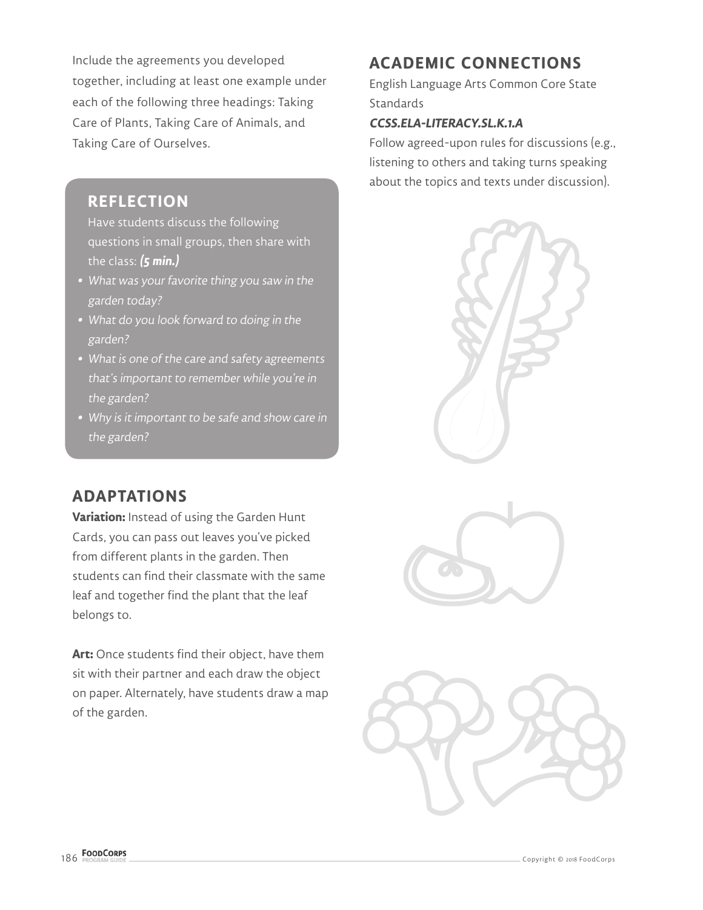Include the agreements you developed together, including at least one example under each of the following three headings: Taking Care of Plants, Taking Care of Animals, and Taking Care of Ourselves.

## REFLECTION

Have students discuss the following questions in small groups, then share with the class: ***(5 min.)***

- *What was your favorite thing you saw in the garden today?*
- *What do you look forward to doing in the garden?*
- *What is one of the care and safety agreements that's important to remember while you're in the garden?*
- *Why is it important to be safe and show care in the garden?*

## ADAPTATIONS

**Variation:** Instead of using the Garden Hunt Cards, you can pass out leaves you've picked from different plants in the garden. Then students can find their classmate with the same leaf and together find the plant that the leaf belongs to.

**Art:** Once students find their object, have them sit with their partner and each draw the object on paper. Alternately, have students draw a map of the garden.

## ACADEMIC CONNECTIONS

English Language Arts Common Core State Standards

***CCSS.ELA-LITERACY.SL.K.1.A***

Follow agreed-upon rules for discussions (e.g., listening to others and taking turns speaking about the topics and texts under discussion).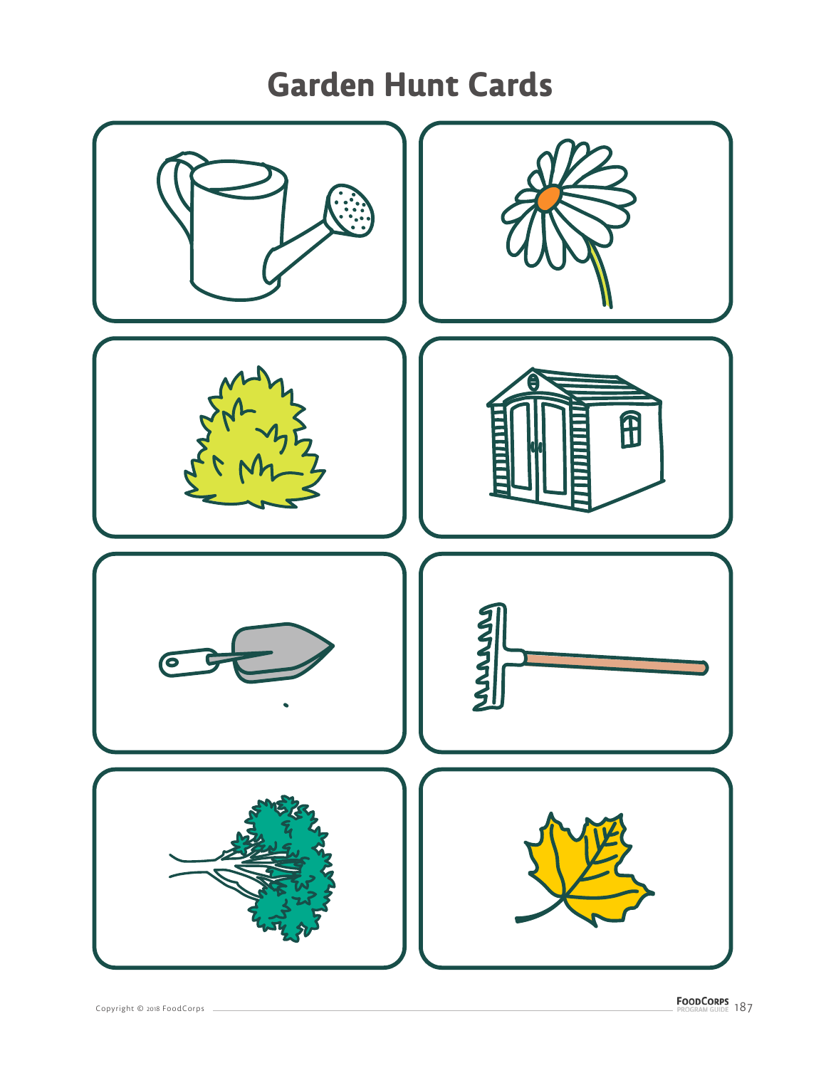# Garden Hunt Cards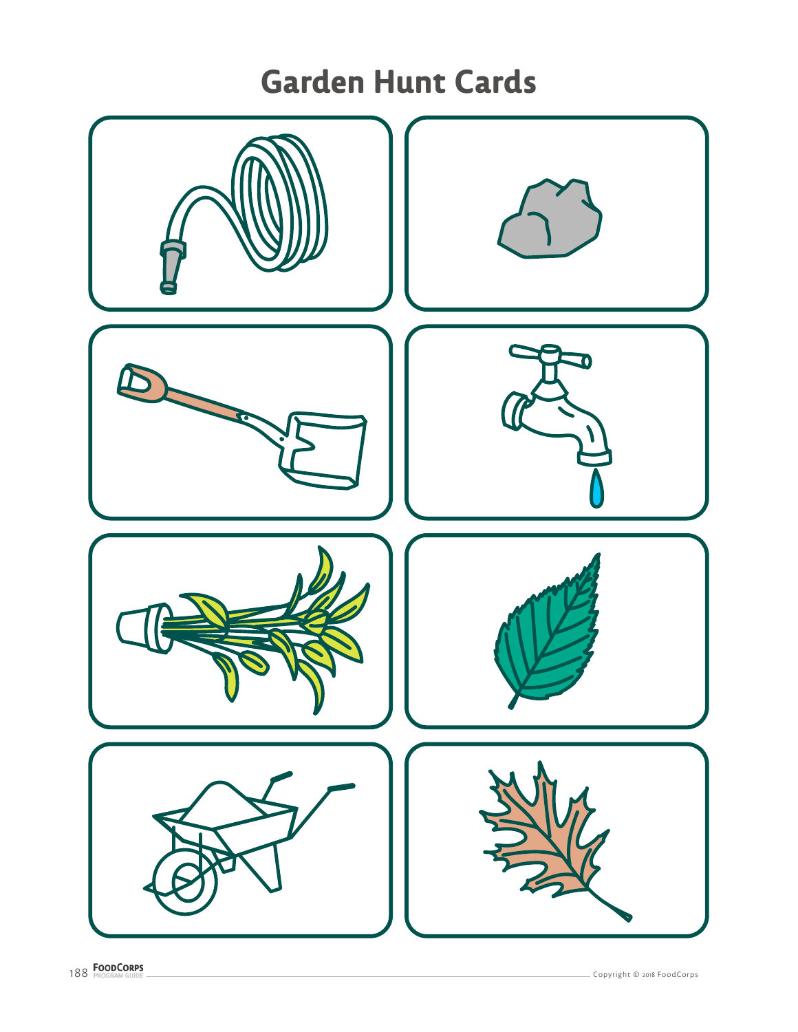# Garden Hunt Cards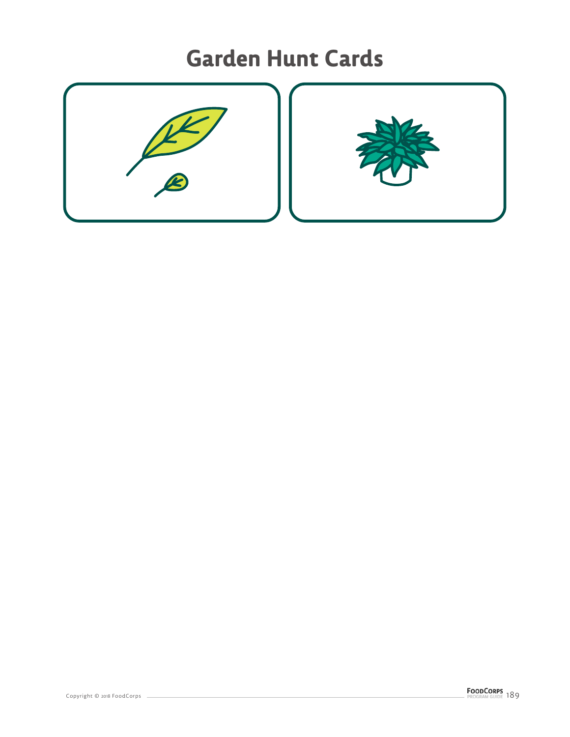# Garden Hunt Cards